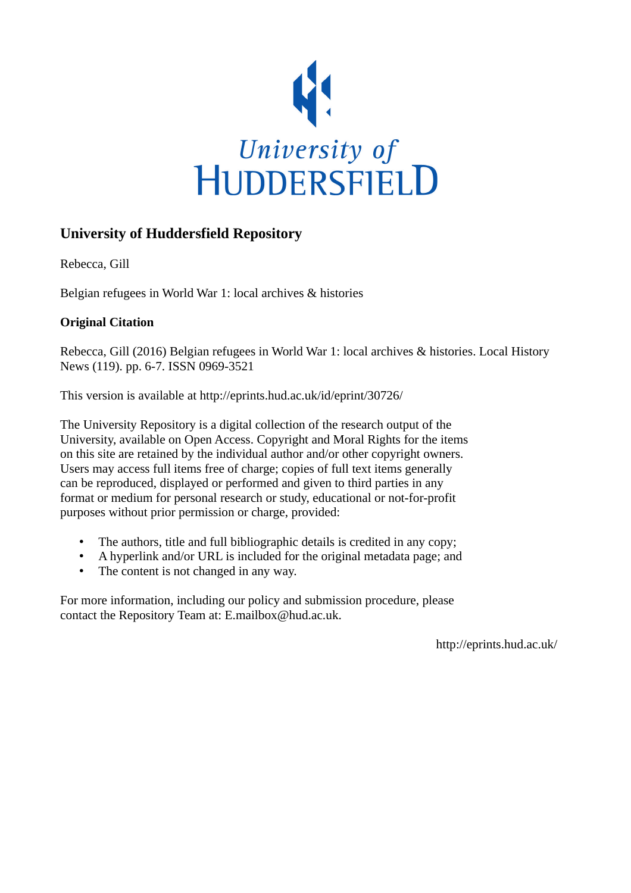University of HUDDERSFIELD

## University of Huddersfield Repository

Rebecca, Gill

Belgian refugees in World War 1: local archives & histories

### Original Citation

Rebecca, Gill (2016) Belgian refugees in World War 1: local archives & histories. Local History News (119). pp. 6-7. ISSN 0969-3521

This version is available at http://eprints.hud.ac.uk/id/eprint/30726/

The University Repository is a digital collection of the research output of the University, available on Open Access. Copyright and Moral Rights for the items on this site are retained by the individual author and/or other copyright owners. Users may access full items free of charge; copies of full text items generally can be reproduced, displayed or performed and given to third parties in any format or medium for personal research or study, educational or not-for-profit purposes without prior permission or charge, provided:

- The authors, title and full bibliographic details is credited in any copy;
- A hyperlink and/or URL is included for the original metadata page; and
- The content is not changed in any way.

For more information, including our policy and submission procedure, please contact the Repository Team at: E.mailbox@hud.ac.uk.

http://eprints.hud.ac.uk/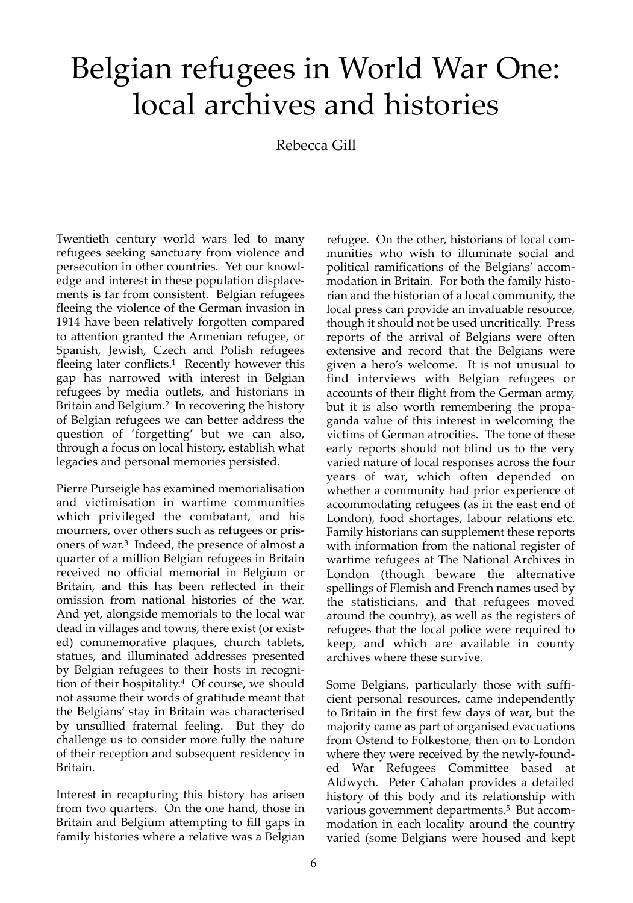# Belgian refugees in World War One: local archives and histories

Rebecca Gill

Twentieth century world wars led to many refugees seeking sanctuary from violence and persecution in other countries. Yet our knowledge and interest in these population displacements is far from consistent. Belgian refugees fleeing the violence of the German invasion in 1914 have been relatively forgotten compared to attention granted the Armenian refugee, or Spanish, Jewish, Czech and Polish refugees fleeing later conflicts.[1] Recently however this gap has narrowed with interest in Belgian refugees by media outlets, and historians in Britain and Belgium.[2] In recovering the history of Belgian refugees we can better address the question of 'forgetting' but we can also, through a focus on local history, establish what legacies and personal memories persisted.

Pierre Purseigle has examined memorialisation and victimisation in wartime communities which privileged the combatant, and his mourners, over others such as refugees or prisoners of war.[3] Indeed, the presence of almost a quarter of a million Belgian refugees in Britain received no official memorial in Belgium or Britain, and this has been reflected in their omission from national histories of the war. And yet, alongside memorials to the local war dead in villages and towns, there exist (or existed) commemorative plaques, church tablets, statues, and illuminated addresses presented by Belgian refugees to their hosts in recognition of their hospitality.[4] Of course, we should not assume their words of gratitude meant that the Belgians' stay in Britain was characterised by unsullied fraternal feeling. But they do challenge us to consider more fully the nature of their reception and subsequent residency in Britain.

Interest in recapturing this history has arisen from two quarters. On the one hand, those in Britain and Belgium attempting to fill gaps in family histories where a relative was a Belgian refugee. On the other, historians of local communities who wish to illuminate social and political ramifications of the Belgians' accommodation in Britain. For both the family historian and the historian of a local community, the local press can provide an invaluable resource, though it should not be used uncritically. Press reports of the arrival of Belgians were often extensive and record that the Belgians were given a hero's welcome. It is not unusual to find interviews with Belgian refugees or accounts of their flight from the German army, but it is also worth remembering the propaganda value of this interest in welcoming the victims of German atrocities. The tone of these early reports should not blind us to the very varied nature of local responses across the four years of war, which often depended on whether a community had prior experience of accommodating refugees (as in the east end of London), food shortages, labour relations etc. Family historians can supplement these reports with information from the national register of wartime refugees at The National Archives in London (though beware the alternative spellings of Flemish and French names used by the statisticians, and that refugees moved around the country), as well as the registers of refugees that the local police were required to keep, and which are available in county archives where these survive.

Some Belgians, particularly those with sufficient personal resources, came independently to Britain in the first few days of war, but the majority came as part of organised evacuations from Ostend to Folkestone, then on to London where they were received by the newly-founded War Refugees Committee based at Aldwych. Peter Cahalan provides a detailed history of this body and its relationship with various government departments.[5] But accommodation in each locality around the country varied (some Belgians were housed and kept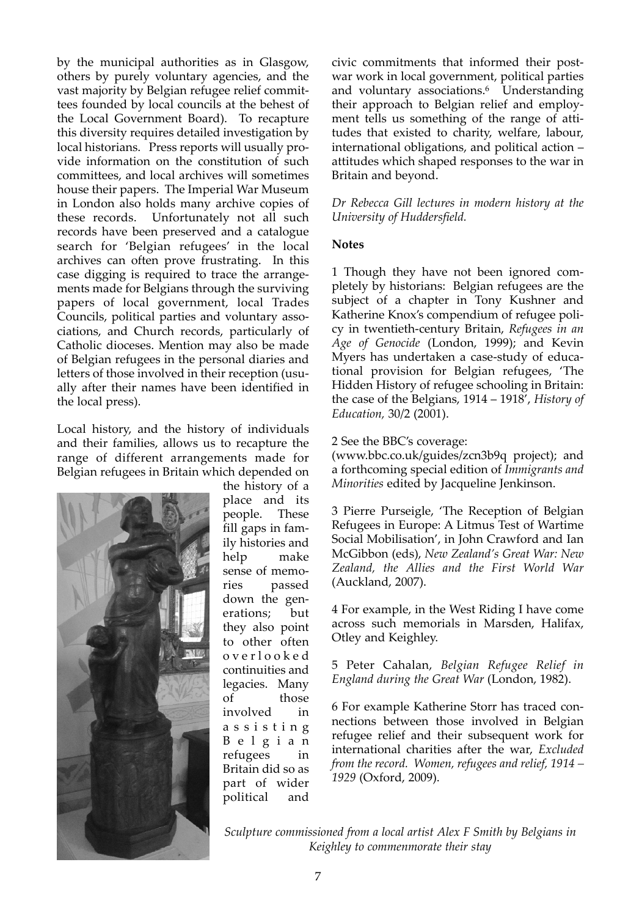by the municipal authorities as in Glasgow, others by purely voluntary agencies, and the vast majority by Belgian refugee relief committees founded by local councils at the behest of the Local Government Board). To recapture this diversity requires detailed investigation by local historians. Press reports will usually provide information on the constitution of such committees, and local archives will sometimes house their papers. The Imperial War Museum in London also holds many archive copies of these records. Unfortunately not all such records have been preserved and a catalogue search for 'Belgian refugees' in the local archives can often prove frustrating. In this case digging is required to trace the arrangements made for Belgians through the surviving papers of local government, local Trades Councils, political parties and voluntary associations, and Church records, particularly of Catholic dioceses. Mention may also be made of Belgian refugees in the personal diaries and letters of those involved in their reception (usually after their names have been identified in the local press).

Local history, and the history of individuals and their families, allows us to recapture the range of different arrangements made for Belgian refugees in Britain which depended on the history of a place and its people. These fill gaps in family histories and help make sense of memories passed down the generations; but they also point to other often overlooked continuities and legacies. Many of those involved in assisting Belgian refugees in Britain did so as part of wider political and civic commitments that informed their post-war work in local government, political parties and voluntary associations.[6] Understanding their approach to Belgian relief and employment tells us something of the range of attitudes that existed to charity, welfare, labour, international obligations, and political action – attitudes which shaped responses to the war in Britain and beyond.

*Sculpture commissioned from a local artist Alex F Smith by Belgians in Keighley to commenmorate their stay*

*Dr Rebecca Gill lectures in modern history at the University of Huddersfield.*

**Notes**

1 Though they have not been ignored completely by historians: Belgian refugees are the subject of a chapter in Tony Kushner and Katherine Knox's compendium of refugee policy in twentieth-century Britain, *Refugees in an Age of Genocide* (London, 1999); and Kevin Myers has undertaken a case-study of educational provision for Belgian refugees, 'The Hidden History of refugee schooling in Britain: the case of the Belgians, 1914 – 1918', *History of Education,* 30/2 (2001).

2 See the BBC's coverage: (www.bbc.co.uk/guides/zcn3b9q project); and a forthcoming special edition of *Immigrants and Minorities* edited by Jacqueline Jenkinson.

3 Pierre Purseigle, 'The Reception of Belgian Refugees in Europe: A Litmus Test of Wartime Social Mobilisation', in John Crawford and Ian McGibbon (eds), *New Zealand's Great War: New Zealand, the Allies and the First World War* (Auckland, 2007).

4 For example, in the West Riding I have come across such memorials in Marsden, Halifax, Otley and Keighley.

5 Peter Cahalan, *Belgian Refugee Relief in England during the Great War* (London, 1982).

6 For example Katherine Storr has traced connections between those involved in Belgian refugee relief and their subsequent work for international charities after the war, *Excluded from the record. Women, refugees and relief, 1914 – 1929* (Oxford, 2009).